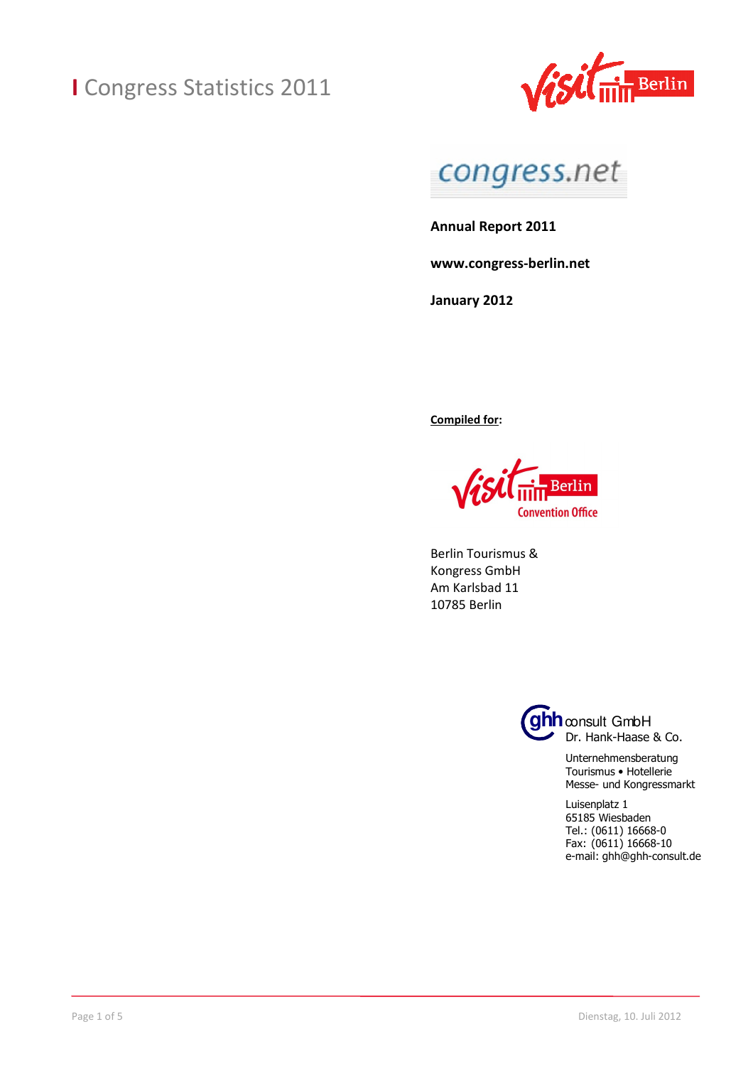# Congress Statistics 2011

congress.net

**Annual Report 2011**

**www.congress-berlin.net**

**January 2012**

**Compiled for:**

visitBerlin Convention Office

Berlin Tourismus &
Kongress GmbH
Am Karlsbad 11
10785 Berlin

ghh consult GmbH
Dr. Hank-Haase & Co.

Unternehmensberatung
Tourismus • Hotellerie
Messe- und Kongressmarkt

Luisenplatz 1
65185 Wiesbaden
Tel.: (0611) 16668-0
Fax: (0611) 16668-10
e-mail: ghh@ghh-consult.de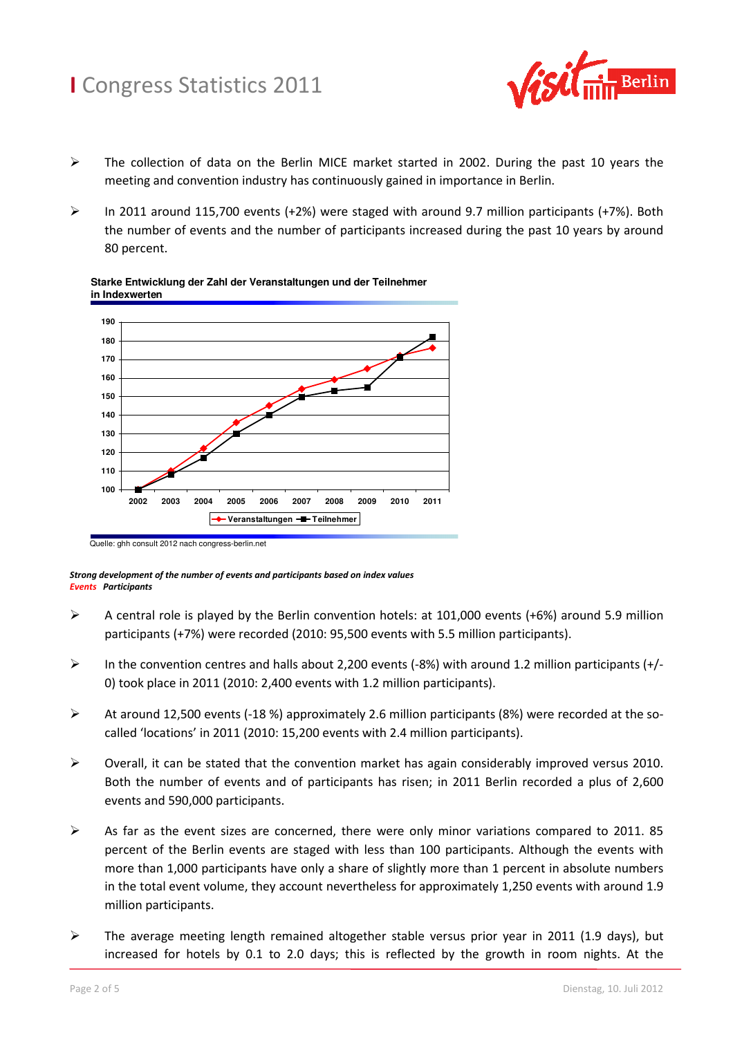- The collection of data on the Berlin MICE market started in 2002. During the past 10 years the meeting and convention industry has continuously gained in importance in Berlin.
- In 2011 around 115,700 events (+2%) were staged with around 9.7 million participants (+7%). Both the number of events and the number of participants increased during the past 10 years by around 80 percent.

**Starke Entwicklung der Zahl der Veranstaltungen und der Teilnehmer in Indexwerten**

Veranstaltungen — Teilnehmer

Quelle: ghh consult 2012 nach congress-berlin.net

***Strong development of the number of events and participants based on index values***
***Events*** ***Participants***

- A central role is played by the Berlin convention hotels: at 101,000 events (+6%) around 5.9 million participants (+7%) were recorded (2010: 95,500 events with 5.5 million participants).
- In the convention centres and halls about 2,200 events (-8%) with around 1.2 million participants (+/-0) took place in 2011 (2010: 2,400 events with 1.2 million participants).
- At around 12,500 events (-18 %) approximately 2.6 million participants (8%) were recorded at the so-called 'locations' in 2011 (2010: 15,200 events with 2.4 million participants).
- Overall, it can be stated that the convention market has again considerably improved versus 2010. Both the number of events and of participants has risen; in 2011 Berlin recorded a plus of 2,600 events and 590,000 participants.
- As far as the event sizes are concerned, there were only minor variations compared to 2011. 85 percent of the Berlin events are staged with less than 100 participants. Although the events with more than 1,000 participants have only a share of slightly more than 1 percent in absolute numbers in the total event volume, they account nevertheless for approximately 1,250 events with around 1.9 million participants.
- The average meeting length remained altogether stable versus prior year in 2011 (1.9 days), but increased for hotels by 0.1 to 2.0 days; this is reflected by the growth in room nights. At the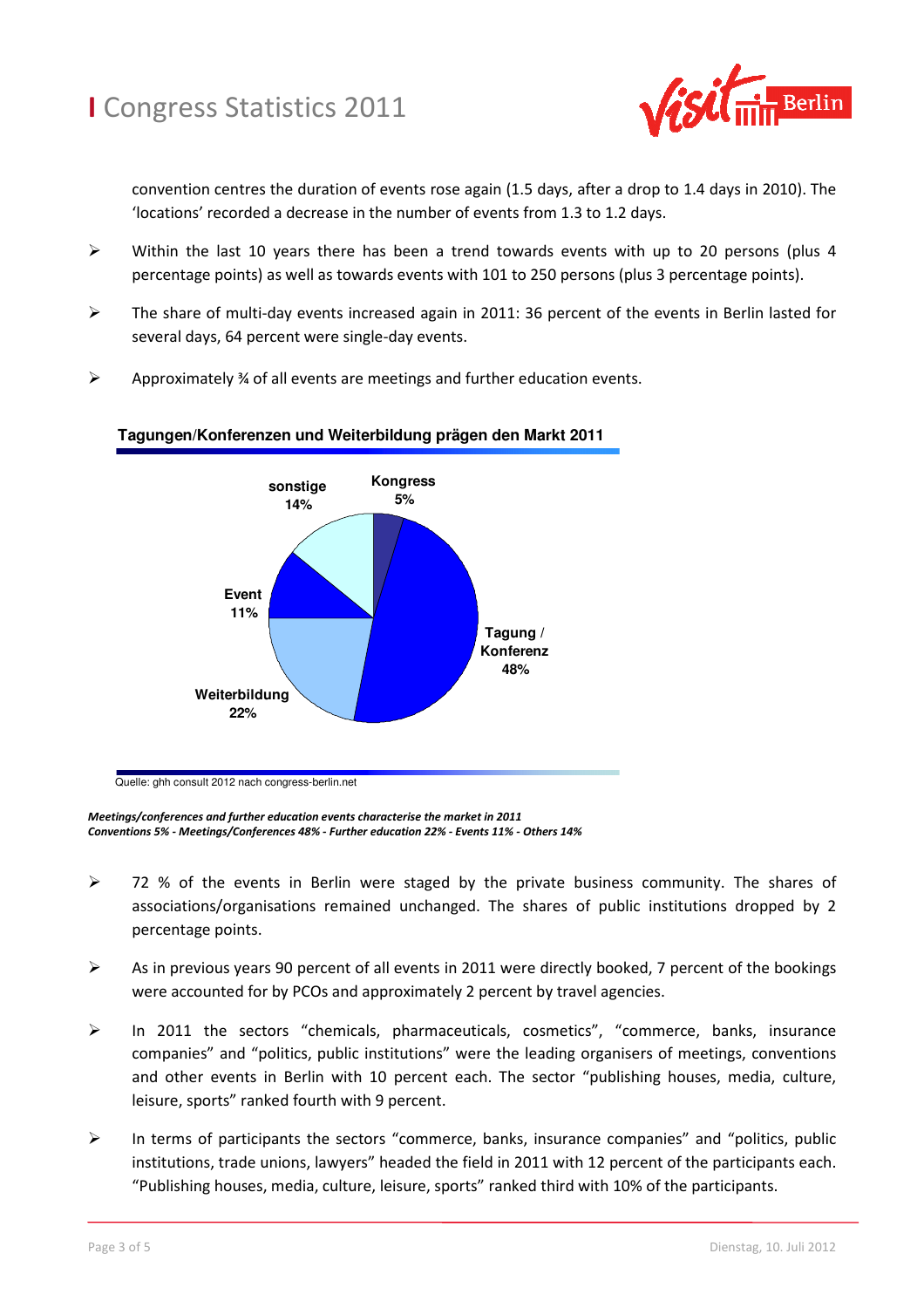convention centres the duration of events rose again (1.5 days, after a drop to 1.4 days in 2010). The 'locations' recorded a decrease in the number of events from 1.3 to 1.2 days.

- Within the last 10 years there has been a trend towards events with up to 20 persons (plus 4 percentage points) as well as towards events with 101 to 250 persons (plus 3 percentage points).
- The share of multi-day events increased again in 2011: 36 percent of the events in Berlin lasted for several days, 64 percent were single-day events.
- Approximately ¾ of all events are meetings and further education events.

**Tagungen/Konferenzen und Weiterbildung prägen den Markt 2011**

Kongress 5%
Tagung / Konferenz 48%
Weiterbildung 22%
Event 11%
sonstige 14%

Quelle: ghh consult 2012 nach congress-berlin.net

***Meetings/conferences and further education events characterise the market in 2011***
***Conventions 5% - Meetings/Conferences 48% - Further education 22% - Events 11% - Others 14%***

- 72 % of the events in Berlin were staged by the private business community. The shares of associations/organisations remained unchanged. The shares of public institutions dropped by 2 percentage points.
- As in previous years 90 percent of all events in 2011 were directly booked, 7 percent of the bookings were accounted for by PCOs and approximately 2 percent by travel agencies.
- In 2011 the sectors "chemicals, pharmaceuticals, cosmetics", "commerce, banks, insurance companies" and "politics, public institutions" were the leading organisers of meetings, conventions and other events in Berlin with 10 percent each. The sector "publishing houses, media, culture, leisure, sports" ranked fourth with 9 percent.
- In terms of participants the sectors "commerce, banks, insurance companies" and "politics, public institutions, trade unions, lawyers" headed the field in 2011 with 12 percent of the participants each. "Publishing houses, media, culture, leisure, sports" ranked third with 10% of the participants.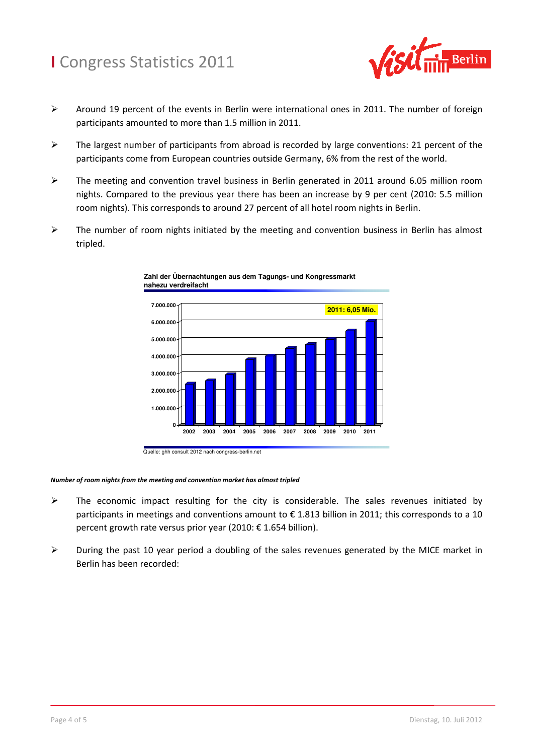- Around 19 percent of the events in Berlin were international ones in 2011. The number of foreign participants amounted to more than 1.5 million in 2011.
- The largest number of participants from abroad is recorded by large conventions: 21 percent of the participants come from European countries outside Germany, 6% from the rest of the world.
- The meeting and convention travel business in Berlin generated in 2011 around 6.05 million room nights. Compared to the previous year there has been an increase by 9 per cent (2010: 5.5 million room nights). This corresponds to around 27 percent of all hotel room nights in Berlin.
- The number of room nights initiated by the meeting and convention business in Berlin has almost tripled.

**Zahl der Übernachtungen aus dem Tagungs- und Kongressmarkt nahezu verdreifacht**

2011: 6,05 Mio.

Quelle: ghh consult 2012 nach congress-berlin.net

***Number of room nights from the meeting and convention market has almost tripled***

- The economic impact resulting for the city is considerable. The sales revenues initiated by participants in meetings and conventions amount to € 1.813 billion in 2011; this corresponds to a 10 percent growth rate versus prior year (2010: € 1.654 billion).
- During the past 10 year period a doubling of the sales revenues generated by the MICE market in Berlin has been recorded: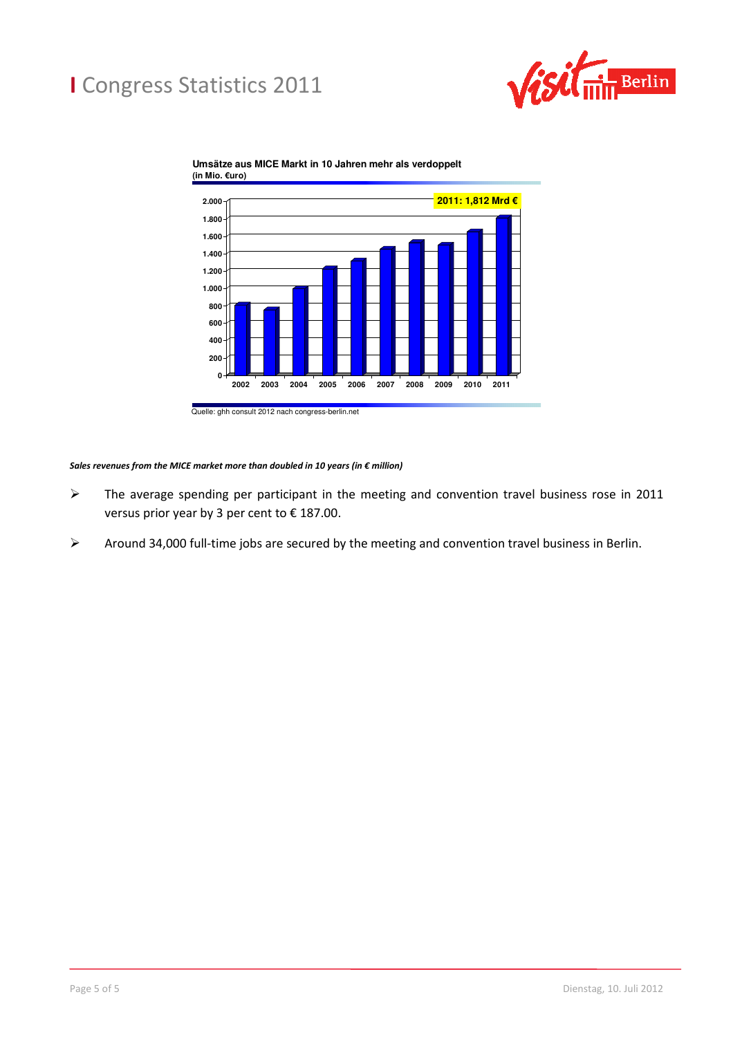# Congress Statistics 2011

**Umsätze aus MICE Markt in 10 Jahren mehr als verdoppelt**
**(in Mio. €uro)**

2011: 1,812 Mrd €

2.000
1.800
1.600
1.400
1.200
1.000
800
600
400
200
0

2002 2003 2004 2005 2006 2007 2008 2009 2010 2011

Quelle: ghh consult 2012 nach congress-berlin.net

***Sales revenues from the MICE market more than doubled in 10 years (in € million)***

- The average spending per participant in the meeting and convention travel business rose in 2011 versus prior year by 3 per cent to € 187.00.
- Around 34,000 full-time jobs are secured by the meeting and convention travel business in Berlin.